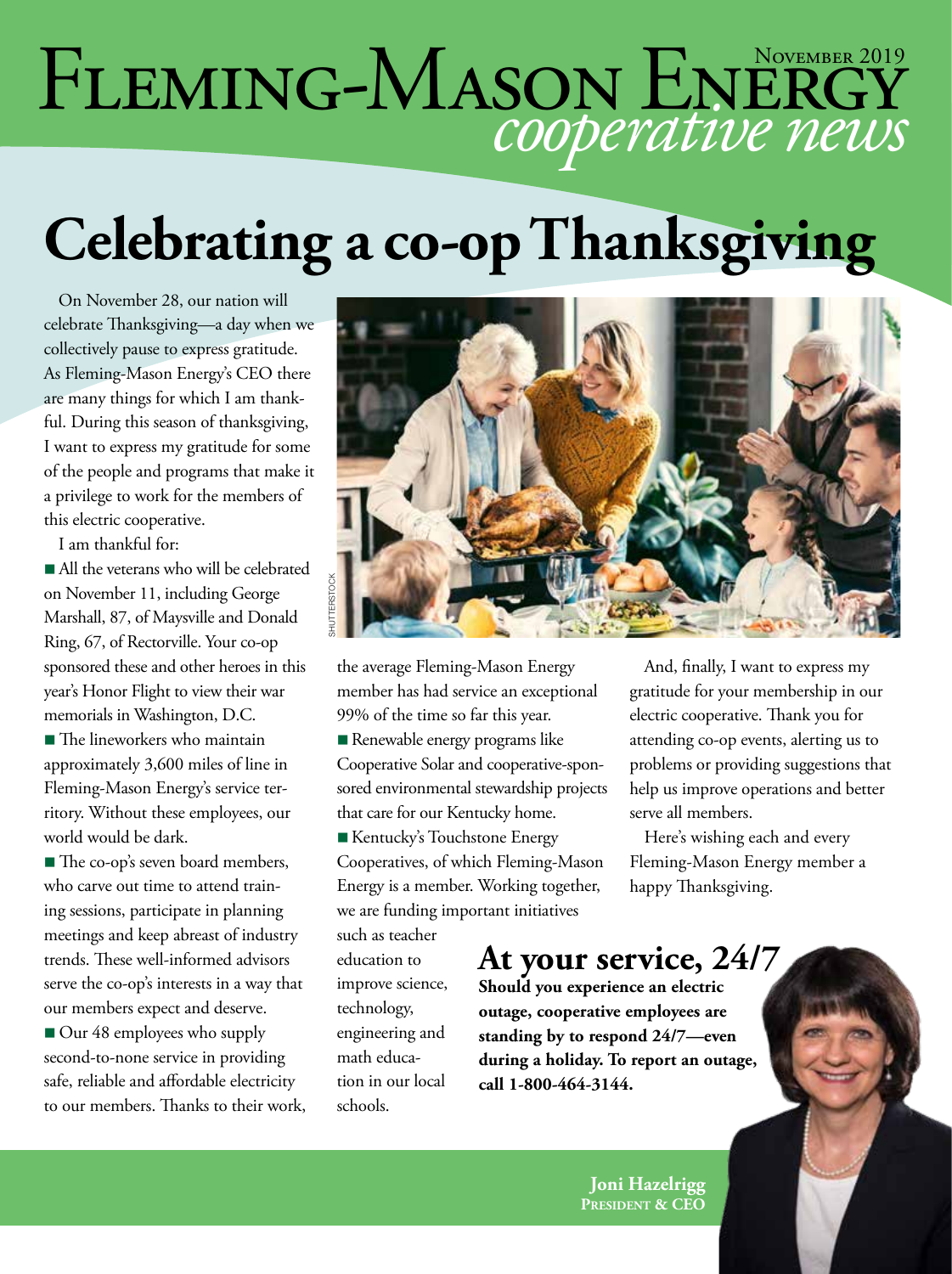# Fleming-Mason Energy *cooperative news*

November 2019

# Celebrating a co-op Thanksgiving

On November 28, our nation will celebrate Thanksgiving—a day when we collectively pause to express gratitude. As Fleming-Mason Energy's CEO there are many things for which I am thankful. During this season of thanksgiving, I want to express my gratitude for some of the people and programs that make it a privilege to work for the members of this electric cooperative.

I am thankful for:

- All the veterans who will be celebrated on November 11, including George Marshall, 87, of Maysville and Donald Ring, 67, of Rectorville. Your co-op sponsored these and other heroes in this year's Honor Flight to view their war memorials in Washington, D.C.
- The lineworkers who maintain approximately 3,600 miles of line in Fleming-Mason Energy's service territory. Without these employees, our world would be dark.
- The co-op's seven board members, who carve out time to attend training sessions, participate in planning meetings and keep abreast of industry trends. These well-informed advisors serve the co-op's interests in a way that our members expect and deserve.
- Our 48 employees who supply second-to-none service in providing safe, reliable and affordable electricity to our members. Thanks to their work, the average Fleming-Mason Energy member has had service an exceptional 99% of the time so far this year.
- Renewable energy programs like Cooperative Solar and cooperative-sponsored environmental stewardship projects that care for our Kentucky home.
- Kentucky's Touchstone Energy Cooperatives, of which Fleming-Mason Energy is a member. Working together, we are funding important initiatives such as teacher education to improve science, technology, engineering and math education in our local schools.

And, finally, I want to express my gratitude for your membership in our electric cooperative. Thank you for attending co-op events, alerting us to problems or providing suggestions that help us improve operations and better serve all members.

Here's wishing each and every Fleming-Mason Energy member a happy Thanksgiving.

SHUTTERSTOCK

## At your service, 24/7

**Should you experience an electric outage, cooperative employees are standing by to respond 24/7—even during a holiday. To report an outage, call 1-800-464-3144.**

**Joni Hazelrigg**
**President & CEO**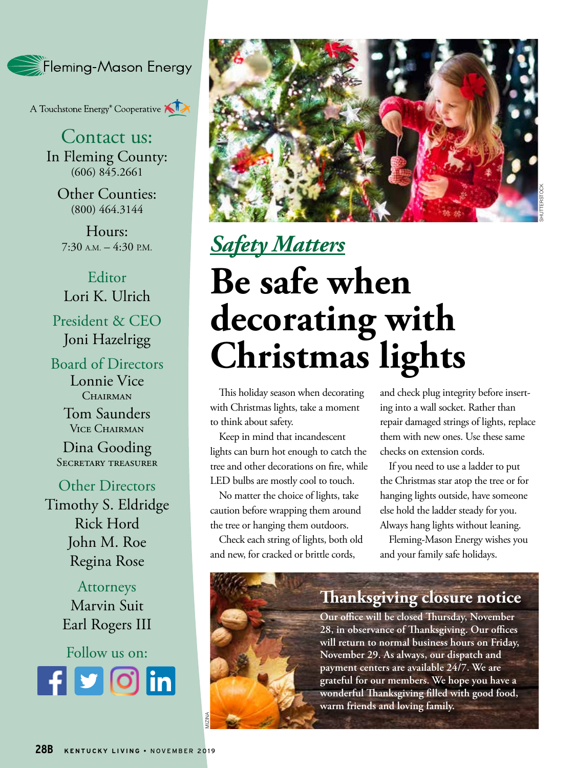Fleming-Mason Energy

A Touchstone Energy® Cooperative

## Contact us:

In Fleming County:
(606) 845.2661

Other Counties:
(800) 464.3144

Hours:
7:30 A.M. – 4:30 P.M.

**Editor**
Lori K. Ulrich

**President & CEO**
Joni Hazelrigg

**Board of Directors**

Lonnie Vice
Chairman

Tom Saunders
Vice Chairman

Dina Gooding
Secretary Treasurer

**Other Directors**
Timothy S. Eldridge
Rick Hord
John M. Roe
Regina Rose

**Attorneys**
Marvin Suit
Earl Rogers III

Follow us on:

SHUTTERSTOCK

*Safety Matters*

# Be safe when decorating with Christmas lights

This holiday season when decorating with Christmas lights, take a moment to think about safety.

Keep in mind that incandescent lights can burn hot enough to catch the tree and other decorations on fire, while LED bulbs are mostly cool to touch.

No matter the choice of lights, take caution before wrapping them around the tree or hanging them outdoors.

Check each string of lights, both old and new, for cracked or brittle cords, and check plug integrity before inserting into a wall socket. Rather than repair damaged strings of lights, replace them with new ones. Use these same checks on extension cords.

If you need to use a ladder to put the Christmas star atop the tree or for hanging lights outside, have someone else hold the ladder steady for you. Always hang lights without leaning.

Fleming-Mason Energy wishes you and your family safe holidays.

## Thanksgiving closure notice

**Our office will be closed Thursday, November 28, in observance of Thanksgiving. Our offices will return to normal business hours on Friday, November 29. As always, our dispatch and payment centers are available 24/7. We are grateful for our members. We hope you have a wonderful Thanksgiving filled with good food, warm friends and loving family.**

MIZINA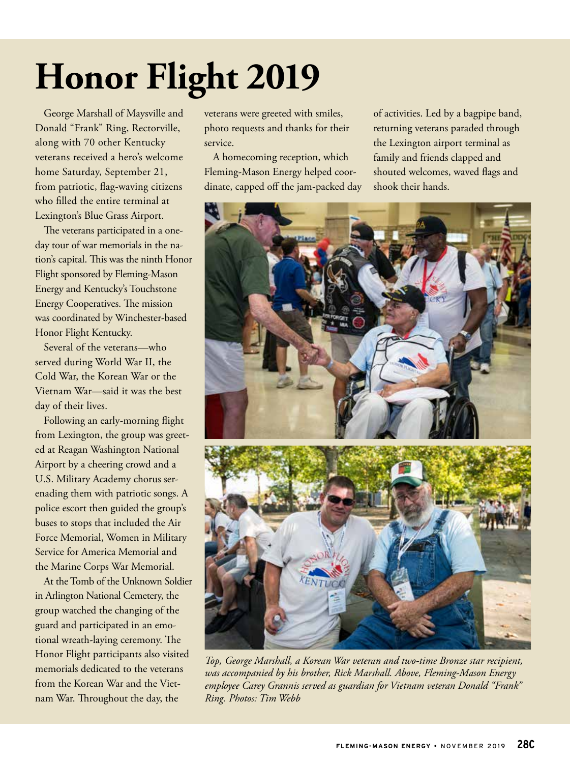# Honor Flight 2019

George Marshall of Maysville and Donald "Frank" Ring, Rectorville, along with 70 other Kentucky veterans received a hero's welcome home Saturday, September 21, from patriotic, flag-waving citizens who filled the entire terminal at Lexington's Blue Grass Airport.

The veterans participated in a one-day tour of war memorials in the nation's capital. This was the ninth Honor Flight sponsored by Fleming-Mason Energy and Kentucky's Touchstone Energy Cooperatives. The mission was coordinated by Winchester-based Honor Flight Kentucky.

Several of the veterans—who served during World War II, the Cold War, the Korean War or the Vietnam War—said it was the best day of their lives.

Following an early-morning flight from Lexington, the group was greeted at Reagan Washington National Airport by a cheering crowd and a U.S. Military Academy chorus serenading them with patriotic songs. A police escort then guided the group's buses to stops that included the Air Force Memorial, Women in Military Service for America Memorial and the Marine Corps War Memorial.

At the Tomb of the Unknown Soldier in Arlington National Cemetery, the group watched the changing of the guard and participated in an emotional wreath-laying ceremony. The Honor Flight participants also visited memorials dedicated to the veterans from the Korean War and the Vietnam War. Throughout the day, the veterans were greeted with smiles, photo requests and thanks for their service.

A homecoming reception, which Fleming-Mason Energy helped coordinate, capped off the jam-packed day of activities. Led by a bagpipe band, returning veterans paraded through the Lexington airport terminal as family and friends clapped and shouted welcomes, waved flags and shook their hands.

*Top, George Marshall, a Korean War veteran and two-time Bronze star recipient, was accompanied by his brother, Rick Marshall. Above, Fleming-Mason Energy employee Carey Grannis served as guardian for Vietnam veteran Donald "Frank" Ring. Photos: Tim Webb*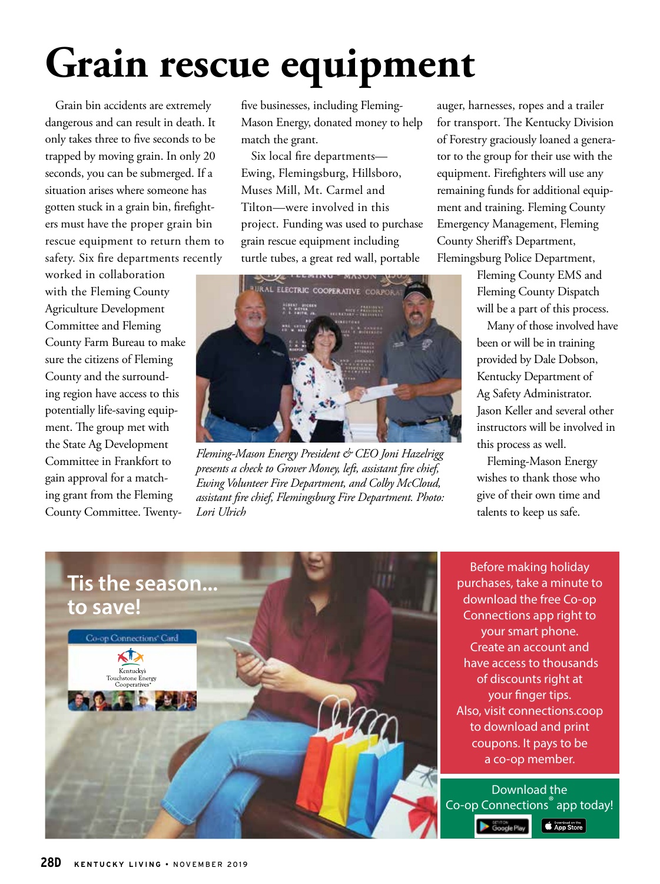# Grain rescue equipment

Grain bin accidents are extremely dangerous and can result in death. It only takes three to five seconds to be trapped by moving grain. In only 20 seconds, you can be submerged. If a situation arises where someone has gotten stuck in a grain bin, firefighters must have the proper grain bin rescue equipment to return them to safety. Six fire departments recently worked in collaboration with the Fleming County Agriculture Development Committee and Fleming County Farm Bureau to make sure the citizens of Fleming County and the surrounding region have access to this potentially life-saving equipment. The group met with the State Ag Development Committee in Frankfort to gain approval for a matching grant from the Fleming County Committee. Twenty-five businesses, including Fleming-Mason Energy, donated money to help match the grant.

Six local fire departments—Ewing, Flemingsburg, Hillsboro, Muses Mill, Mt. Carmel and Tilton—were involved in this project. Funding was used to purchase grain rescue equipment including turtle tubes, a great red wall, portable auger, harnesses, ropes and a trailer for transport. The Kentucky Division of Forestry graciously loaned a generator to the group for their use with the equipment. Firefighters will use any remaining funds for additional equipment and training. Fleming County Emergency Management, Fleming County Sheriff's Department, Flemingsburg Police Department, Fleming County EMS and Fleming County Dispatch will be a part of this process.

Many of those involved have been or will be in training provided by Dale Dobson, Kentucky Department of Ag Safety Administrator. Jason Keller and several other instructors will be involved in this process as well.

Fleming-Mason Energy wishes to thank those who give of their own time and talents to keep us safe.

*Fleming-Mason Energy President & CEO Joni Hazelrigg presents a check to Grover Money, left, assistant fire chief, Ewing Volunteer Fire Department, and Colby McCloud, assistant fire chief, Flemingsburg Fire Department. Photo: Lori Ulrich*

## Tis the season... to save!

Co-op Connections® Card

Kentucky's Touchstone Energy Cooperatives®

Before making holiday purchases, take a minute to download the free Co-op Connections app right to your smart phone. Create an account and have access to thousands of discounts right at your finger tips. Also, visit connections.coop to download and print coupons. It pays to be a co-op member.

Download the Co-op Connections® app today!

GET IT ON Google Play

Download on the App Store